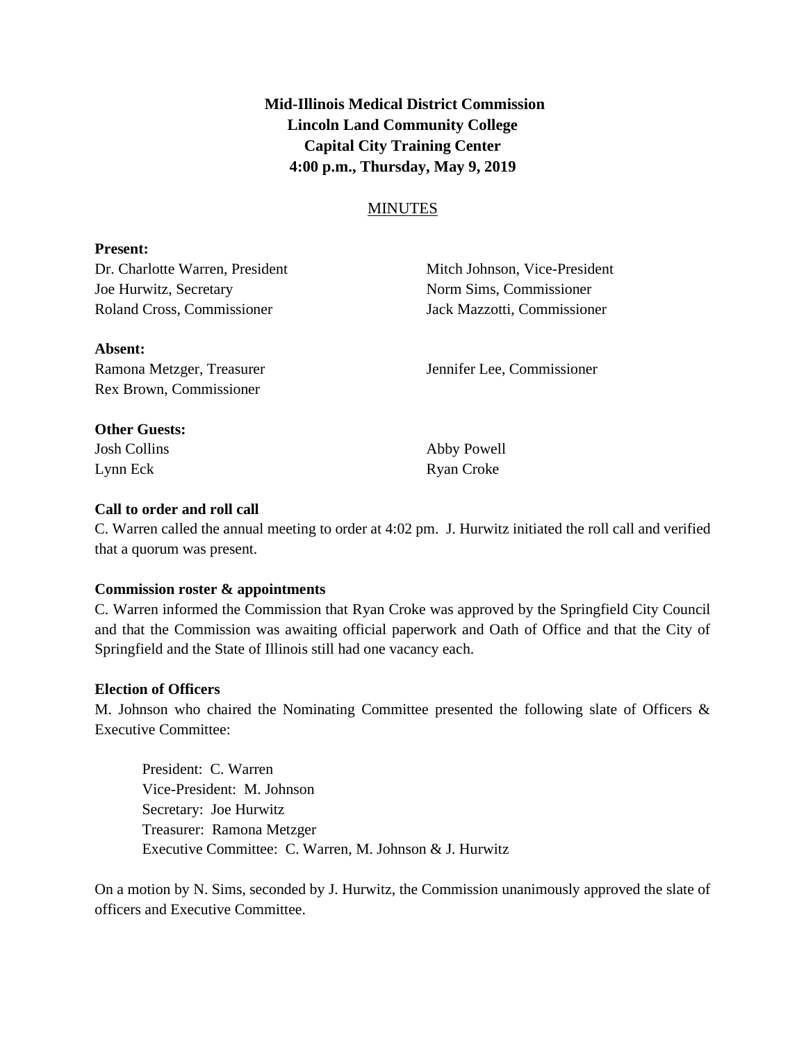**Mid-Illinois Medical District Commission**
**Lincoln Land Community College**
**Capital City Training Center**
**4:00 p.m., Thursday, May 9, 2019**

MINUTES

**Present:**

Dr. Charlotte Warren, President
Mitch Johnson, Vice-President
Joe Hurwitz, Secretary
Norm Sims, Commissioner
Roland Cross, Commissioner
Jack Mazzotti, Commissioner

**Absent:**

Ramona Metzger, Treasurer
Jennifer Lee, Commissioner
Rex Brown, Commissioner

**Other Guests:**

Josh Collins
Abby Powell
Lynn Eck
Ryan Croke

**Call to order and roll call**

C. Warren called the annual meeting to order at 4:02 pm. J. Hurwitz initiated the roll call and verified that a quorum was present.

**Commission roster & appointments**

C. Warren informed the Commission that Ryan Croke was approved by the Springfield City Council and that the Commission was awaiting official paperwork and Oath of Office and that the City of Springfield and the State of Illinois still had one vacancy each.

**Election of Officers**

M. Johnson who chaired the Nominating Committee presented the following slate of Officers & Executive Committee:

President: C. Warren
Vice-President: M. Johnson
Secretary: Joe Hurwitz
Treasurer: Ramona Metzger
Executive Committee: C. Warren, M. Johnson & J. Hurwitz

On a motion by N. Sims, seconded by J. Hurwitz, the Commission unanimously approved the slate of officers and Executive Committee.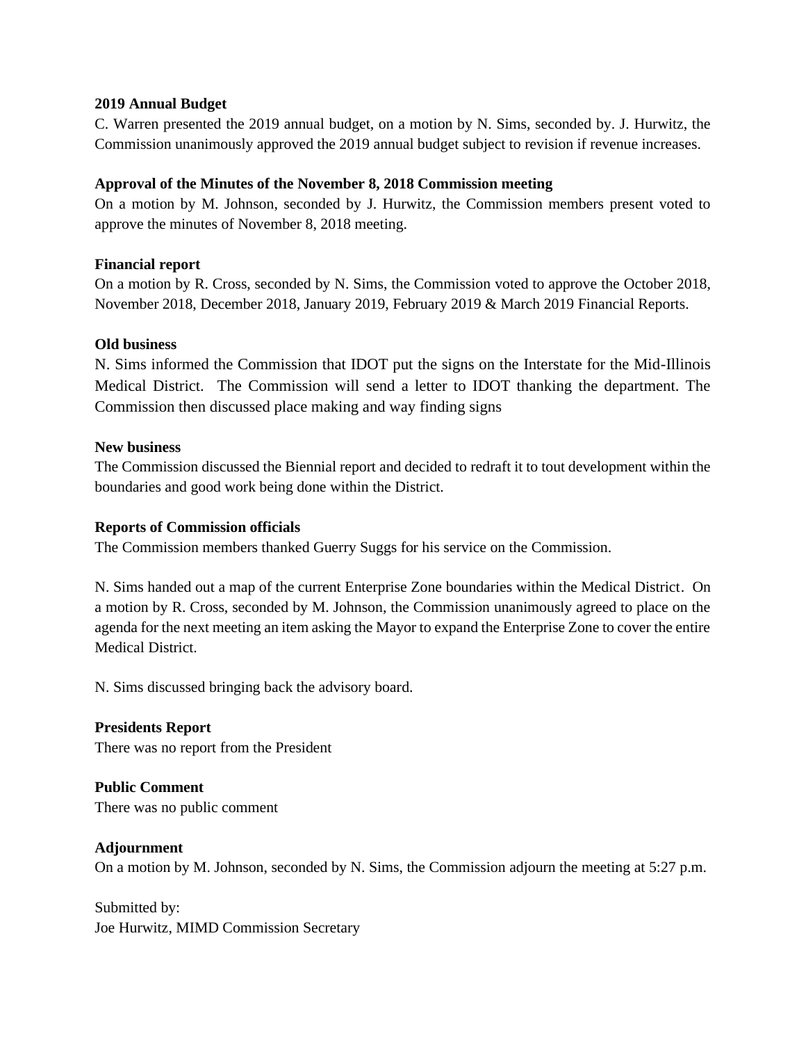**2019 Annual Budget**

C. Warren presented the 2019 annual budget, on a motion by N. Sims, seconded by. J. Hurwitz, the Commission unanimously approved the 2019 annual budget subject to revision if revenue increases.

**Approval of the Minutes of the November 8, 2018 Commission meeting**

On a motion by M. Johnson, seconded by J. Hurwitz, the Commission members present voted to approve the minutes of November 8, 2018 meeting.

**Financial report**

On a motion by R. Cross, seconded by N. Sims, the Commission voted to approve the October 2018, November 2018, December 2018, January 2019, February 2019 & March 2019 Financial Reports.

**Old business**

N. Sims informed the Commission that IDOT put the signs on the Interstate for the Mid-Illinois Medical District. The Commission will send a letter to IDOT thanking the department. The Commission then discussed place making and way finding signs

**New business**

The Commission discussed the Biennial report and decided to redraft it to tout development within the boundaries and good work being done within the District.

**Reports of Commission officials**

The Commission members thanked Guerry Suggs for his service on the Commission.

N. Sims handed out a map of the current Enterprise Zone boundaries within the Medical District. On a motion by R. Cross, seconded by M. Johnson, the Commission unanimously agreed to place on the agenda for the next meeting an item asking the Mayor to expand the Enterprise Zone to cover the entire Medical District.

N. Sims discussed bringing back the advisory board.

**Presidents Report**

There was no report from the President

**Public Comment**

There was no public comment

**Adjournment**

On a motion by M. Johnson, seconded by N. Sims, the Commission adjourn the meeting at 5:27 p.m.

Submitted by:
Joe Hurwitz, MIMD Commission Secretary